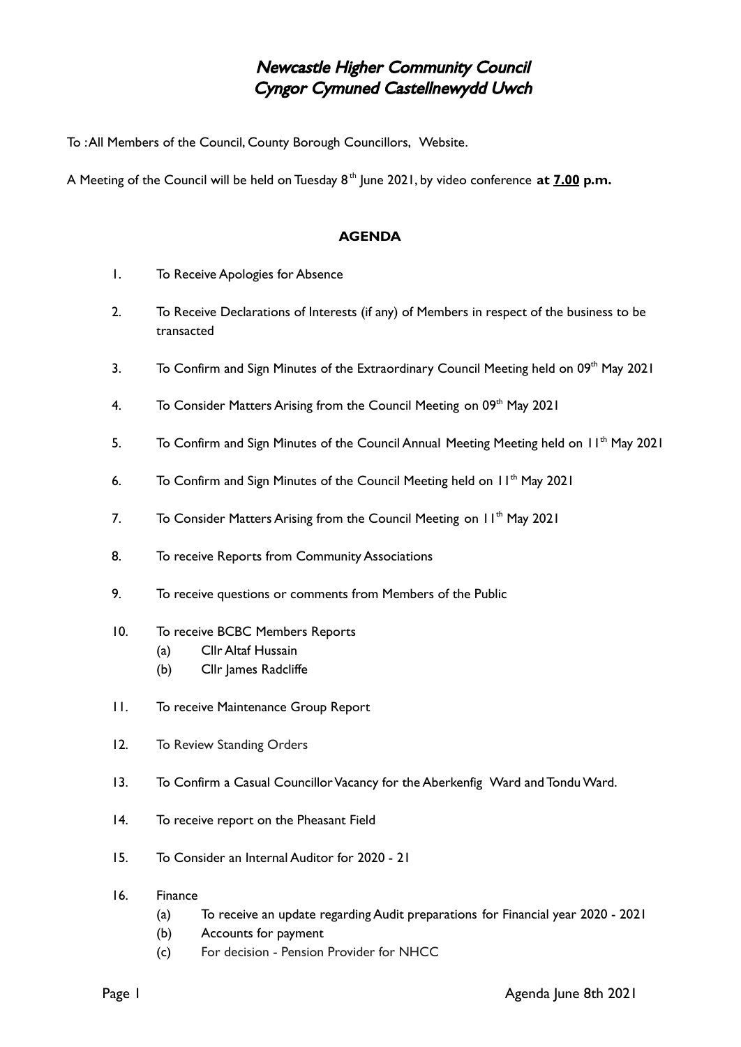# *Newcastle Higher Community Council*
# *Cyngor Cymuned Castellnewydd Uwch*

To : All Members of the Council, County Borough Councillors, Website.

A Meeting of the Council will be held on Tuesday 8th June 2021, by video conference **at 7.00 p.m.**

## AGENDA

1. To Receive Apologies for Absence
2. To Receive Declarations of Interests (if any) of Members in respect of the business to be transacted
3. To Confirm and Sign Minutes of the Extraordinary Council Meeting held on 09th May 2021
4. To Consider Matters Arising from the Council Meeting on 09th May 2021
5. To Confirm and Sign Minutes of the Council Annual Meeting Meeting held on 11th May 2021
6. To Confirm and Sign Minutes of the Council Meeting held on 11th May 2021
7. To Consider Matters Arising from the Council Meeting on 11th May 2021
8. To receive Reports from Community Associations
9. To receive questions or comments from Members of the Public
10. To receive BCBC Members Reports
    - (a) Cllr Altaf Hussain
    - (b) Cllr James Radcliffe
11. To receive Maintenance Group Report
12. To Review Standing Orders
13. To Confirm a Casual Councillor Vacancy for the Aberkenfig Ward and Tondu Ward.
14. To receive report on the Pheasant Field
15. To Consider an Internal Auditor for 2020 - 21
16. Finance
    - (a) To receive an update regarding Audit preparations for Financial year 2020 - 2021
    - (b) Accounts for payment
    - (c) For decision - Pension Provider for NHCC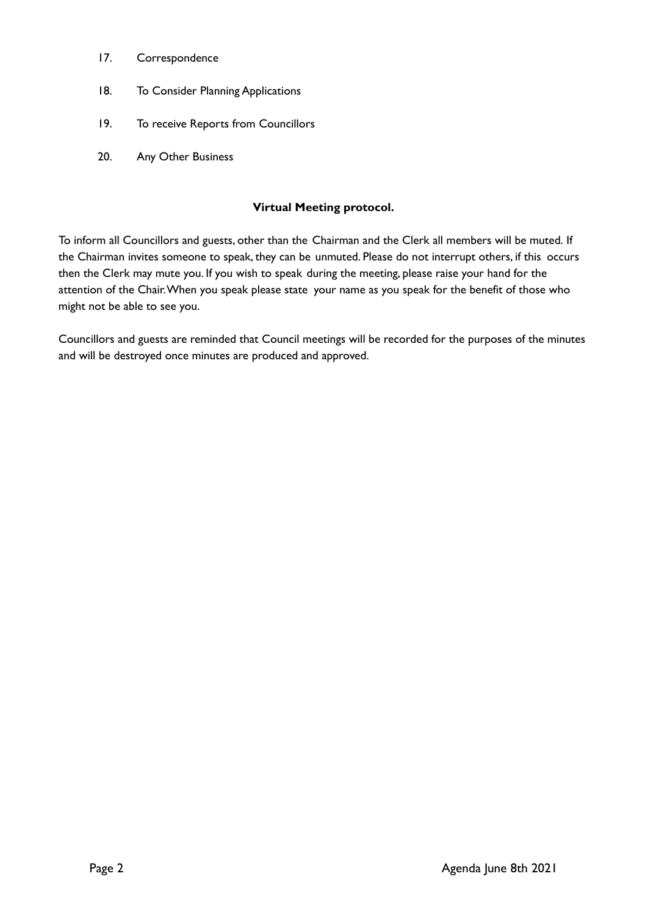17. Correspondence

18. To Consider Planning Applications

19. To receive Reports from Councillors

20. Any Other Business

**Virtual Meeting protocol.**

To inform all Councillors and guests, other than the Chairman and the Clerk all members will be muted. If the Chairman invites someone to speak, they can be unmuted. Please do not interrupt others, if this occurs then the Clerk may mute you. If you wish to speak during the meeting, please raise your hand for the attention of the Chair. When you speak please state your name as you speak for the benefit of those who might not be able to see you.

Councillors and guests are reminded that Council meetings will be recorded for the purposes of the minutes and will be destroyed once minutes are produced and approved.